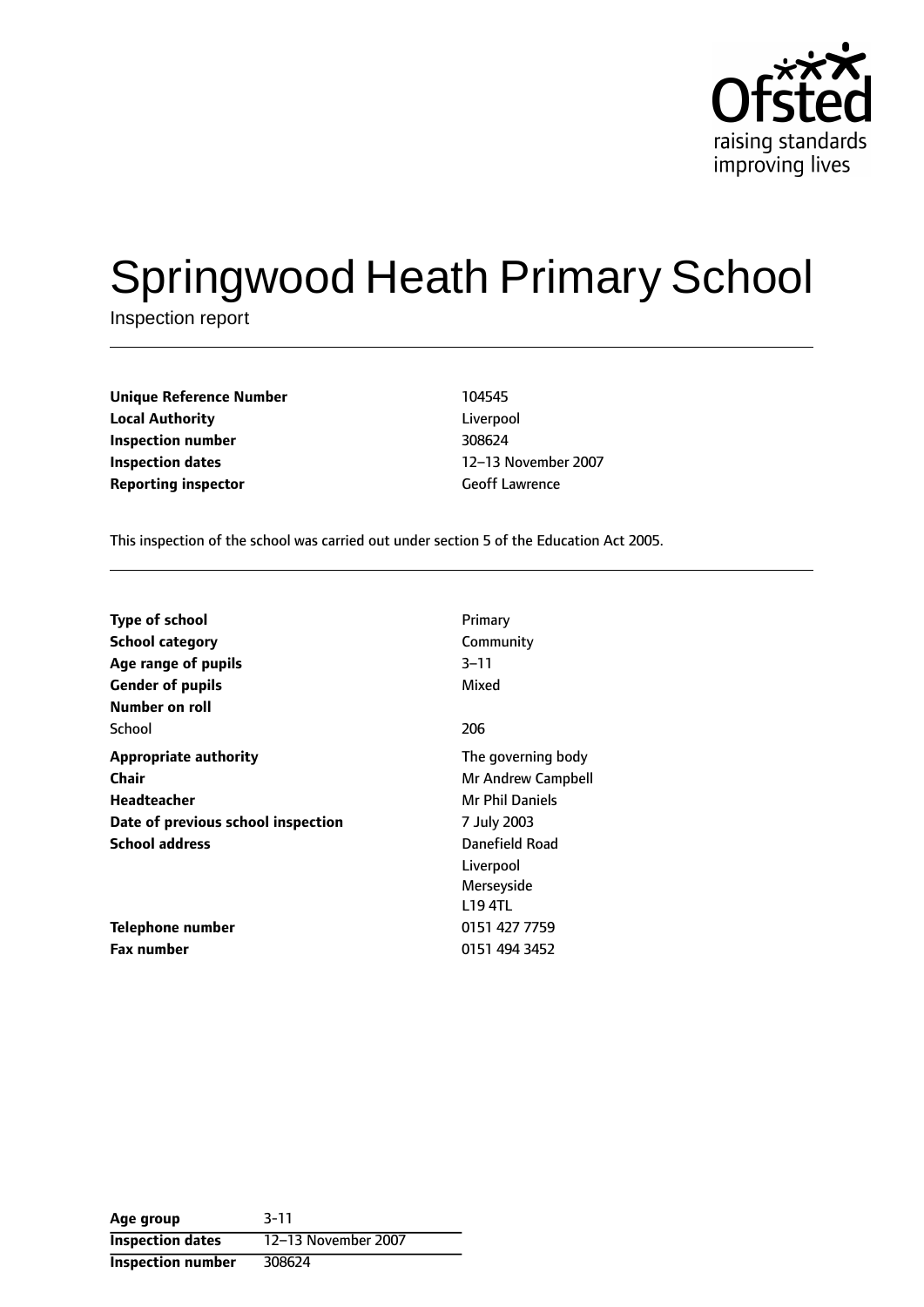Ofsted
raising standards
improving lives

# Springwood Heath Primary School

Inspection report

| | |
|---|---|
| **Unique Reference Number** | 104545 |
| **Local Authority** | Liverpool |
| **Inspection number** | 308624 |
| **Inspection dates** | 12–13 November 2007 |
| **Reporting inspector** | Geoff Lawrence |

This inspection of the school was carried out under section 5 of the Education Act 2005.

| | |
|---|---|
| **Type of school** | Primary |
| **School category** | Community |
| **Age range of pupils** | 3–11 |
| **Gender of pupils** | Mixed |
| **Number on roll** | |
| School | 206 |
| **Appropriate authority** | The governing body |
| **Chair** | Mr Andrew Campbell |
| **Headteacher** | Mr Phil Daniels |
| **Date of previous school inspection** | 7 July 2003 |
| **School address** | Danefield Road<br>Liverpool<br>Merseyside<br>L19 4TL |
| **Telephone number** | 0151 427 7759 |
| **Fax number** | 0151 494 3452 |

| | |
|---|---|
| **Age group** | 3-11 |
| **Inspection dates** | 12–13 November 2007 |
| **Inspection number** | 308624 |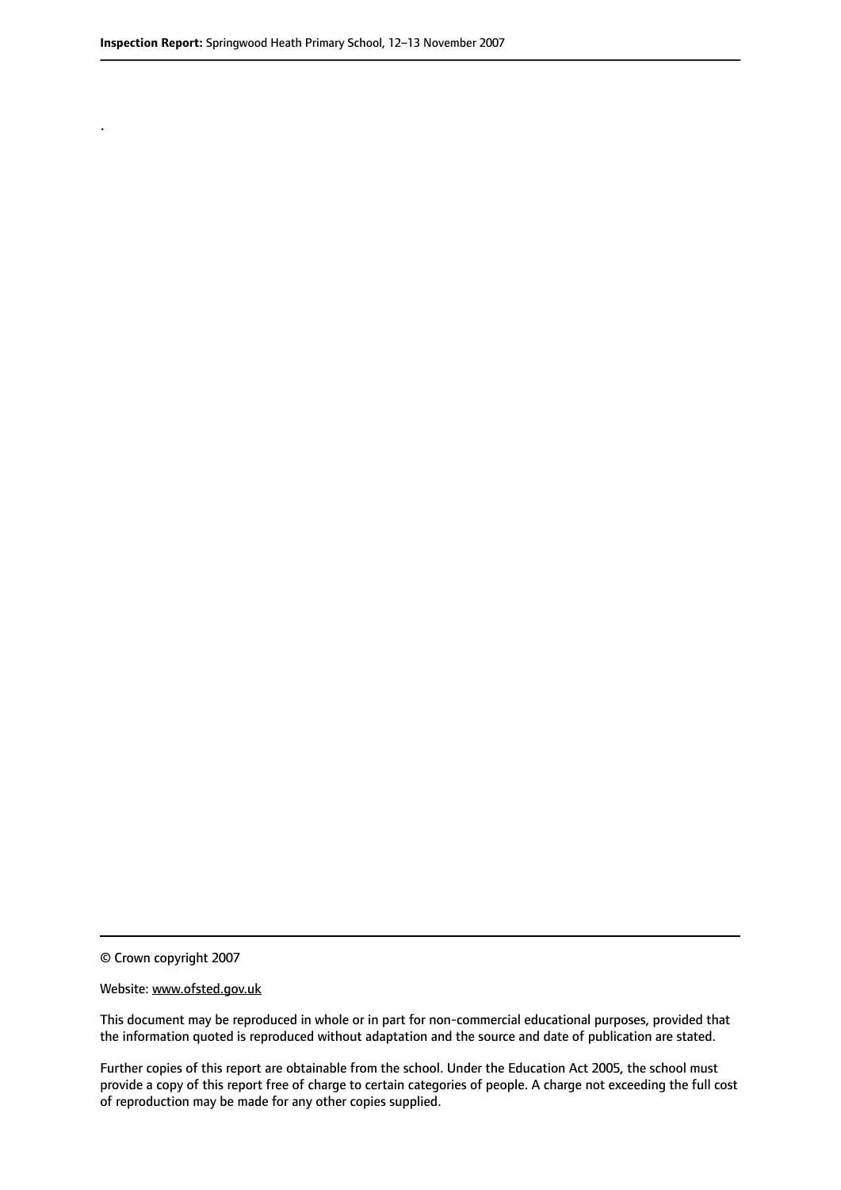.

© Crown copyright 2007

Website: www.ofsted.gov.uk

This document may be reproduced in whole or in part for non-commercial educational purposes, provided that the information quoted is reproduced without adaptation and the source and date of publication are stated.

Further copies of this report are obtainable from the school. Under the Education Act 2005, the school must provide a copy of this report free of charge to certain categories of people. A charge not exceeding the full cost of reproduction may be made for any other copies supplied.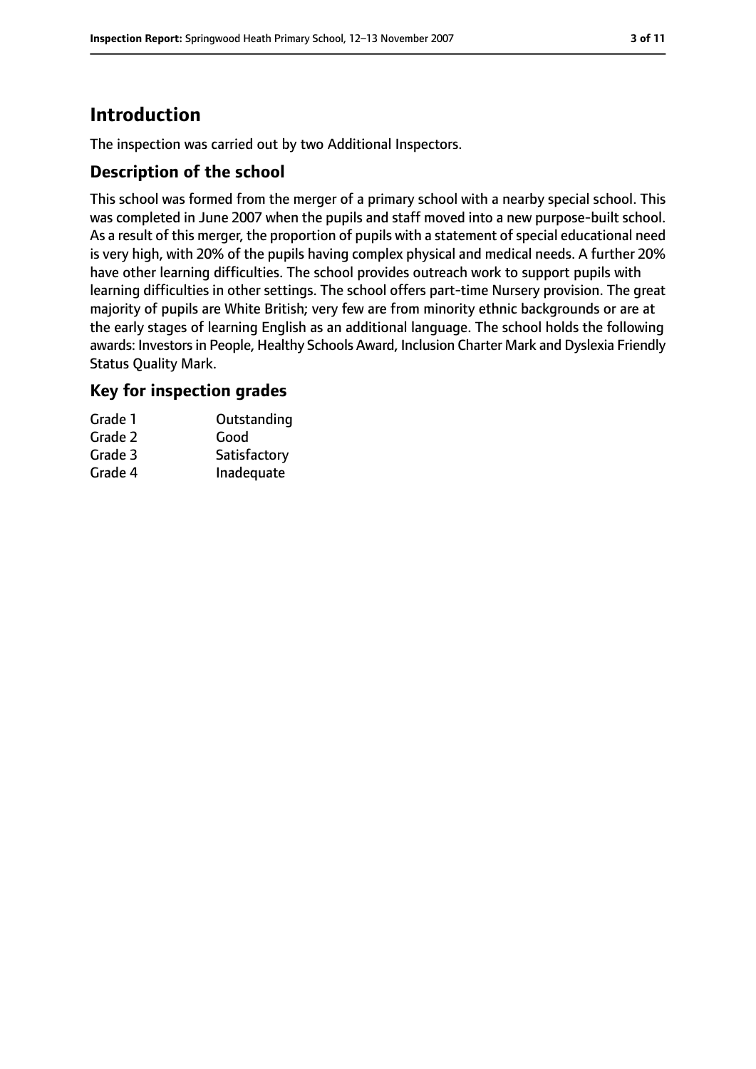# Introduction

The inspection was carried out by two Additional Inspectors.

## Description of the school

This school was formed from the merger of a primary school with a nearby special school. This was completed in June 2007 when the pupils and staff moved into a new purpose-built school. As a result of this merger, the proportion of pupils with a statement of special educational need is very high, with 20% of the pupils having complex physical and medical needs. A further 20% have other learning difficulties. The school provides outreach work to support pupils with learning difficulties in other settings. The school offers part-time Nursery provision. The great majority of pupils are White British; very few are from minority ethnic backgrounds or are at the early stages of learning English as an additional language. The school holds the following awards: Investors in People, Healthy Schools Award, Inclusion Charter Mark and Dyslexia Friendly Status Quality Mark.

## Key for inspection grades

| | |
|---|---|
| Grade 1 | Outstanding |
| Grade 2 | Good |
| Grade 3 | Satisfactory |
| Grade 4 | Inadequate |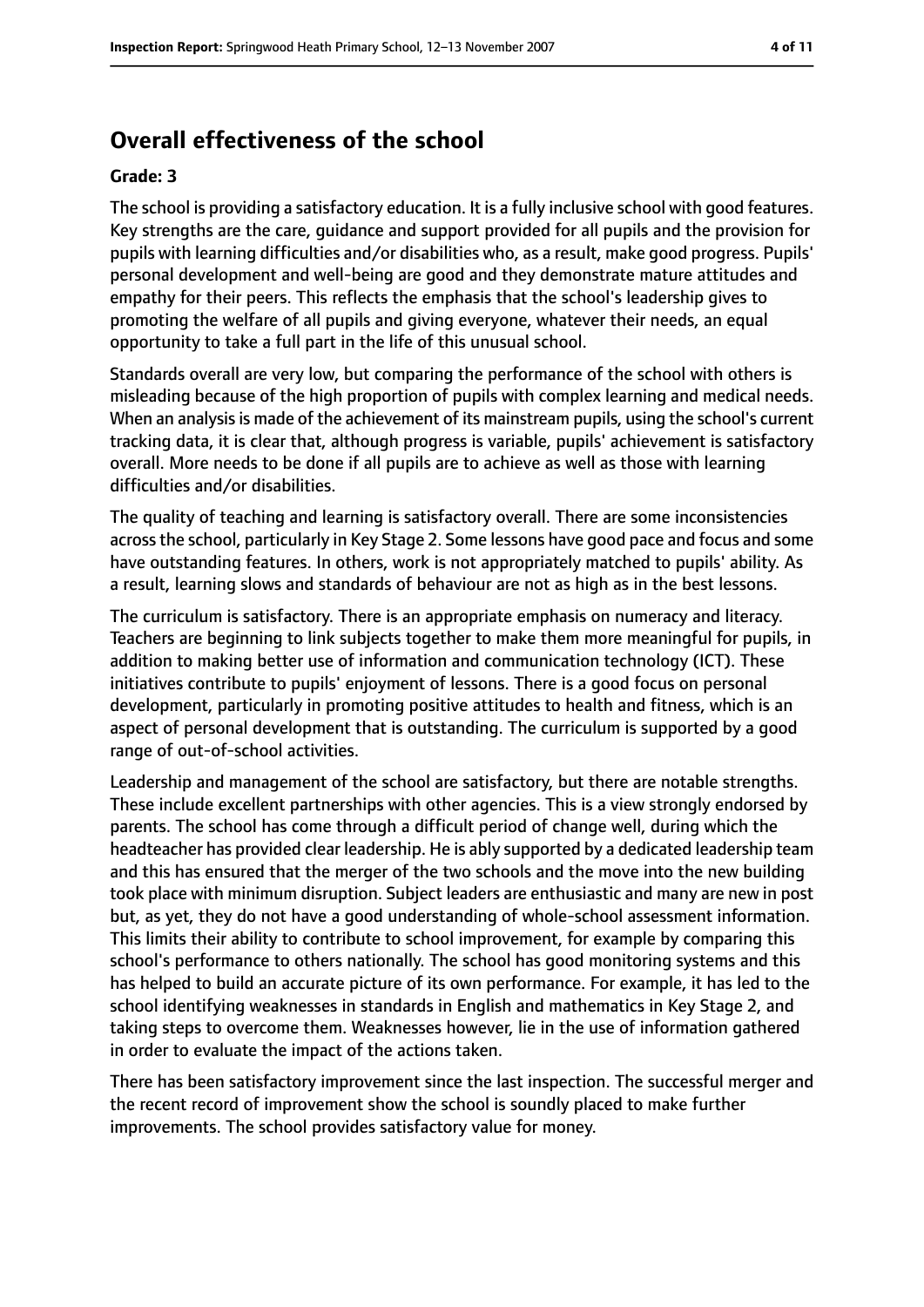## Overall effectiveness of the school

**Grade: 3**

The school is providing a satisfactory education. It is a fully inclusive school with good features. Key strengths are the care, guidance and support provided for all pupils and the provision for pupils with learning difficulties and/or disabilities who, as a result, make good progress. Pupils' personal development and well-being are good and they demonstrate mature attitudes and empathy for their peers. This reflects the emphasis that the school's leadership gives to promoting the welfare of all pupils and giving everyone, whatever their needs, an equal opportunity to take a full part in the life of this unusual school.

Standards overall are very low, but comparing the performance of the school with others is misleading because of the high proportion of pupils with complex learning and medical needs. When an analysis is made of the achievement of its mainstream pupils, using the school's current tracking data, it is clear that, although progress is variable, pupils' achievement is satisfactory overall. More needs to be done if all pupils are to achieve as well as those with learning difficulties and/or disabilities.

The quality of teaching and learning is satisfactory overall. There are some inconsistencies across the school, particularly in Key Stage 2. Some lessons have good pace and focus and some have outstanding features. In others, work is not appropriately matched to pupils' ability. As a result, learning slows and standards of behaviour are not as high as in the best lessons.

The curriculum is satisfactory. There is an appropriate emphasis on numeracy and literacy. Teachers are beginning to link subjects together to make them more meaningful for pupils, in addition to making better use of information and communication technology (ICT). These initiatives contribute to pupils' enjoyment of lessons. There is a good focus on personal development, particularly in promoting positive attitudes to health and fitness, which is an aspect of personal development that is outstanding. The curriculum is supported by a good range of out-of-school activities.

Leadership and management of the school are satisfactory, but there are notable strengths. These include excellent partnerships with other agencies. This is a view strongly endorsed by parents. The school has come through a difficult period of change well, during which the headteacher has provided clear leadership. He is ably supported by a dedicated leadership team and this has ensured that the merger of the two schools and the move into the new building took place with minimum disruption. Subject leaders are enthusiastic and many are new in post but, as yet, they do not have a good understanding of whole-school assessment information. This limits their ability to contribute to school improvement, for example by comparing this school's performance to others nationally. The school has good monitoring systems and this has helped to build an accurate picture of its own performance. For example, it has led to the school identifying weaknesses in standards in English and mathematics in Key Stage 2, and taking steps to overcome them. Weaknesses however, lie in the use of information gathered in order to evaluate the impact of the actions taken.

There has been satisfactory improvement since the last inspection. The successful merger and the recent record of improvement show the school is soundly placed to make further improvements. The school provides satisfactory value for money.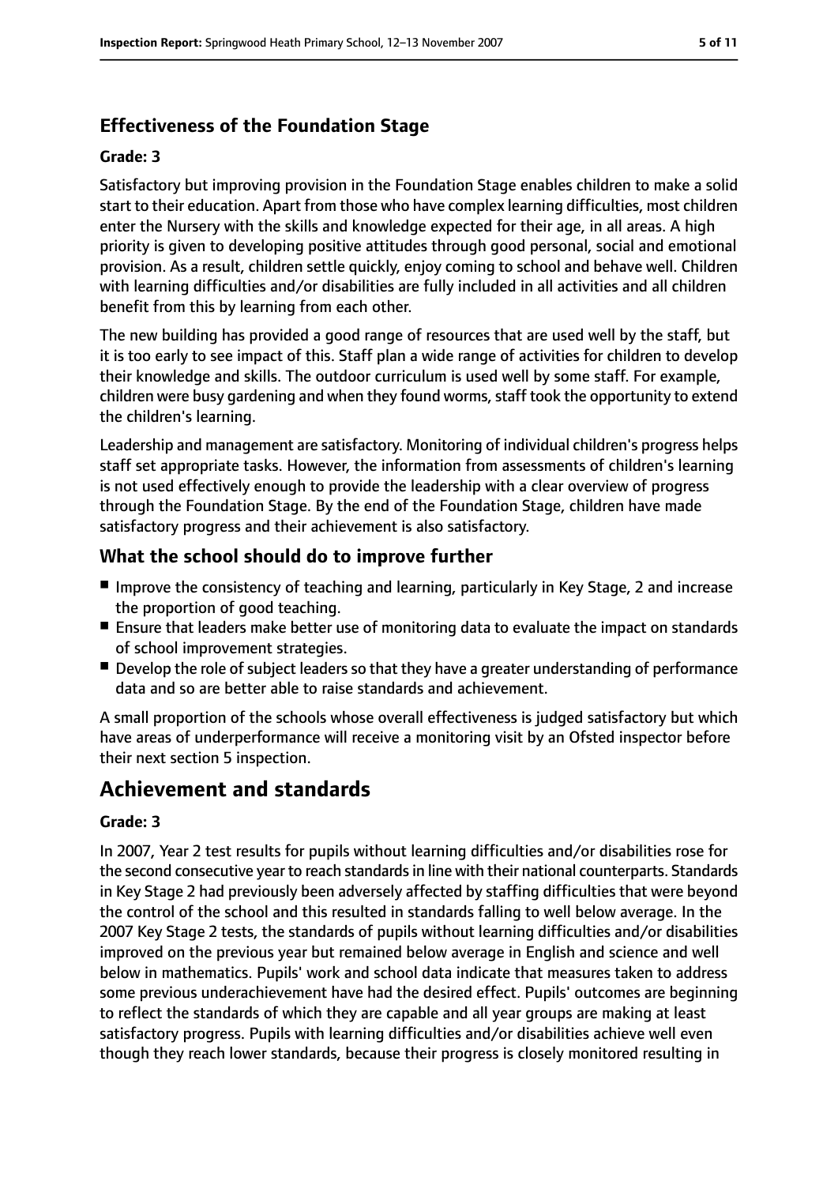### Effectiveness of the Foundation Stage

#### Grade: 3

Satisfactory but improving provision in the Foundation Stage enables children to make a solid start to their education. Apart from those who have complex learning difficulties, most children enter the Nursery with the skills and knowledge expected for their age, in all areas. A high priority is given to developing positive attitudes through good personal, social and emotional provision. As a result, children settle quickly, enjoy coming to school and behave well. Children with learning difficulties and/or disabilities are fully included in all activities and all children benefit from this by learning from each other.

The new building has provided a good range of resources that are used well by the staff, but it is too early to see impact of this. Staff plan a wide range of activities for children to develop their knowledge and skills. The outdoor curriculum is used well by some staff. For example, children were busy gardening and when they found worms, staff took the opportunity to extend the children's learning.

Leadership and management are satisfactory. Monitoring of individual children's progress helps staff set appropriate tasks. However, the information from assessments of children's learning is not used effectively enough to provide the leadership with a clear overview of progress through the Foundation Stage. By the end of the Foundation Stage, children have made satisfactory progress and their achievement is also satisfactory.

### What the school should do to improve further

- Improve the consistency of teaching and learning, particularly in Key Stage, 2 and increase the proportion of good teaching.
- Ensure that leaders make better use of monitoring data to evaluate the impact on standards of school improvement strategies.
- Develop the role of subject leaders so that they have a greater understanding of performance data and so are better able to raise standards and achievement.

A small proportion of the schools whose overall effectiveness is judged satisfactory but which have areas of underperformance will receive a monitoring visit by an Ofsted inspector before their next section 5 inspection.

## Achievement and standards

#### Grade: 3

In 2007, Year 2 test results for pupils without learning difficulties and/or disabilities rose for the second consecutive year to reach standards in line with their national counterparts. Standards in Key Stage 2 had previously been adversely affected by staffing difficulties that were beyond the control of the school and this resulted in standards falling to well below average. In the 2007 Key Stage 2 tests, the standards of pupils without learning difficulties and/or disabilities improved on the previous year but remained below average in English and science and well below in mathematics. Pupils' work and school data indicate that measures taken to address some previous underachievement have had the desired effect. Pupils' outcomes are beginning to reflect the standards of which they are capable and all year groups are making at least satisfactory progress. Pupils with learning difficulties and/or disabilities achieve well even though they reach lower standards, because their progress is closely monitored resulting in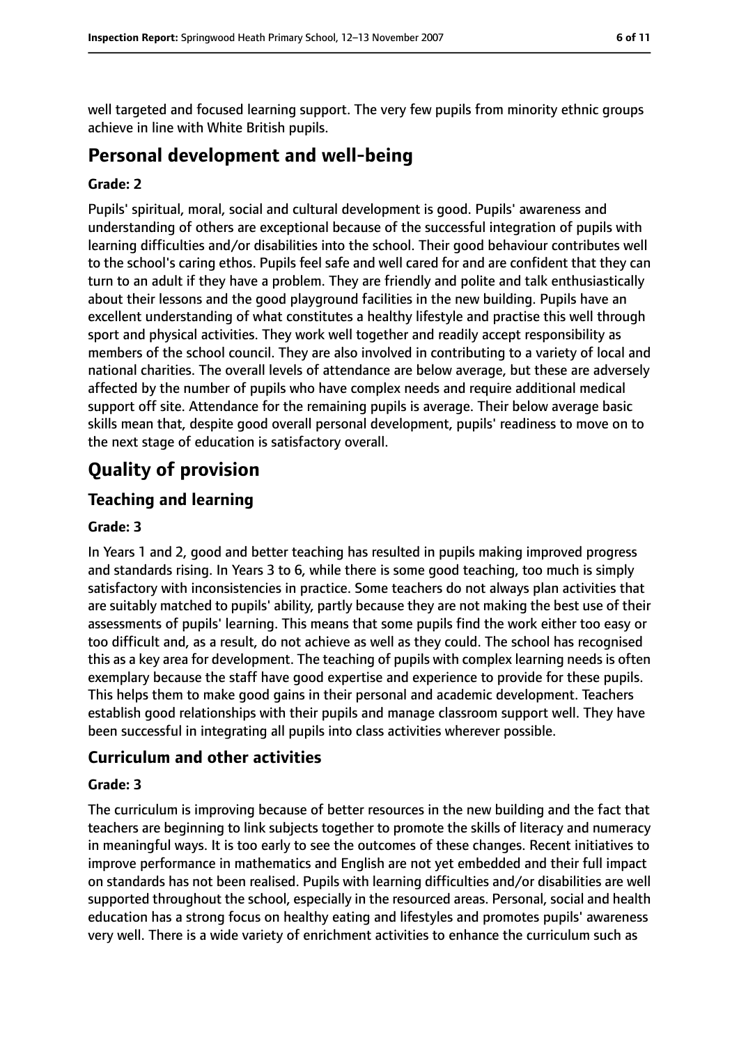well targeted and focused learning support. The very few pupils from minority ethnic groups achieve in line with White British pupils.

## Personal development and well-being

### Grade: 2

Pupils' spiritual, moral, social and cultural development is good. Pupils' awareness and understanding of others are exceptional because of the successful integration of pupils with learning difficulties and/or disabilities into the school. Their good behaviour contributes well to the school's caring ethos. Pupils feel safe and well cared for and are confident that they can turn to an adult if they have a problem. They are friendly and polite and talk enthusiastically about their lessons and the good playground facilities in the new building. Pupils have an excellent understanding of what constitutes a healthy lifestyle and practise this well through sport and physical activities. They work well together and readily accept responsibility as members of the school council. They are also involved in contributing to a variety of local and national charities. The overall levels of attendance are below average, but these are adversely affected by the number of pupils who have complex needs and require additional medical support off site. Attendance for the remaining pupils is average. Their below average basic skills mean that, despite good overall personal development, pupils' readiness to move on to the next stage of education is satisfactory overall.

# Quality of provision

## Teaching and learning

### Grade: 3

In Years 1 and 2, good and better teaching has resulted in pupils making improved progress and standards rising. In Years 3 to 6, while there is some good teaching, too much is simply satisfactory with inconsistencies in practice. Some teachers do not always plan activities that are suitably matched to pupils' ability, partly because they are not making the best use of their assessments of pupils' learning. This means that some pupils find the work either too easy or too difficult and, as a result, do not achieve as well as they could. The school has recognised this as a key area for development. The teaching of pupils with complex learning needs is often exemplary because the staff have good expertise and experience to provide for these pupils. This helps them to make good gains in their personal and academic development. Teachers establish good relationships with their pupils and manage classroom support well. They have been successful in integrating all pupils into class activities wherever possible.

## Curriculum and other activities

### Grade: 3

The curriculum is improving because of better resources in the new building and the fact that teachers are beginning to link subjects together to promote the skills of literacy and numeracy in meaningful ways. It is too early to see the outcomes of these changes. Recent initiatives to improve performance in mathematics and English are not yet embedded and their full impact on standards has not been realised. Pupils with learning difficulties and/or disabilities are well supported throughout the school, especially in the resourced areas. Personal, social and health education has a strong focus on healthy eating and lifestyles and promotes pupils' awareness very well. There is a wide variety of enrichment activities to enhance the curriculum such as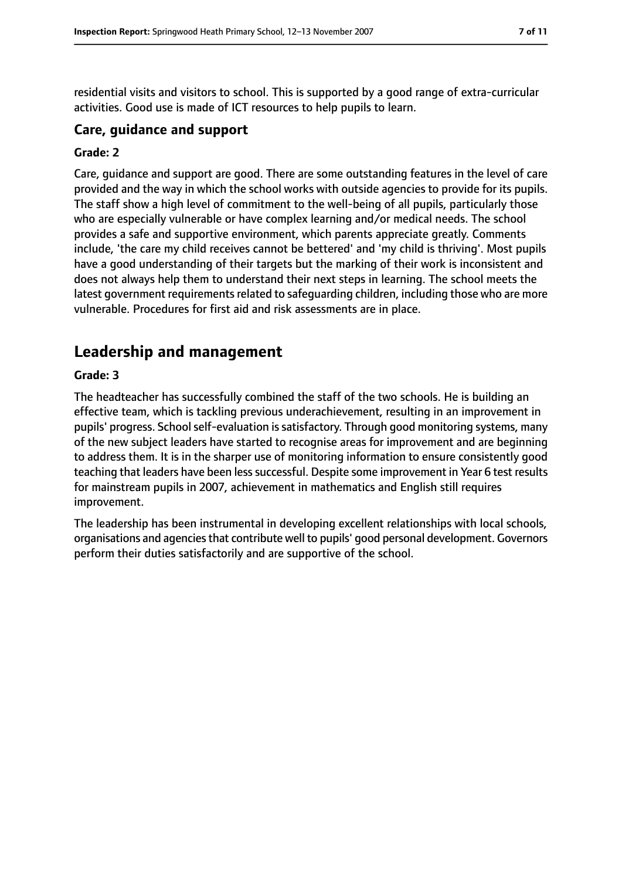residential visits and visitors to school. This is supported by a good range of extra-curricular activities. Good use is made of ICT resources to help pupils to learn.

### Care, guidance and support

**Grade: 2**

Care, guidance and support are good. There are some outstanding features in the level of care provided and the way in which the school works with outside agencies to provide for its pupils. The staff show a high level of commitment to the well-being of all pupils, particularly those who are especially vulnerable or have complex learning and/or medical needs. The school provides a safe and supportive environment, which parents appreciate greatly. Comments include, 'the care my child receives cannot be bettered' and 'my child is thriving'. Most pupils have a good understanding of their targets but the marking of their work is inconsistent and does not always help them to understand their next steps in learning. The school meets the latest government requirements related to safeguarding children, including those who are more vulnerable. Procedures for first aid and risk assessments are in place.

## Leadership and management

**Grade: 3**

The headteacher has successfully combined the staff of the two schools. He is building an effective team, which is tackling previous underachievement, resulting in an improvement in pupils' progress. School self-evaluation is satisfactory. Through good monitoring systems, many of the new subject leaders have started to recognise areas for improvement and are beginning to address them. It is in the sharper use of monitoring information to ensure consistently good teaching that leaders have been less successful. Despite some improvement in Year 6 test results for mainstream pupils in 2007, achievement in mathematics and English still requires improvement.

The leadership has been instrumental in developing excellent relationships with local schools, organisations and agencies that contribute well to pupils' good personal development. Governors perform their duties satisfactorily and are supportive of the school.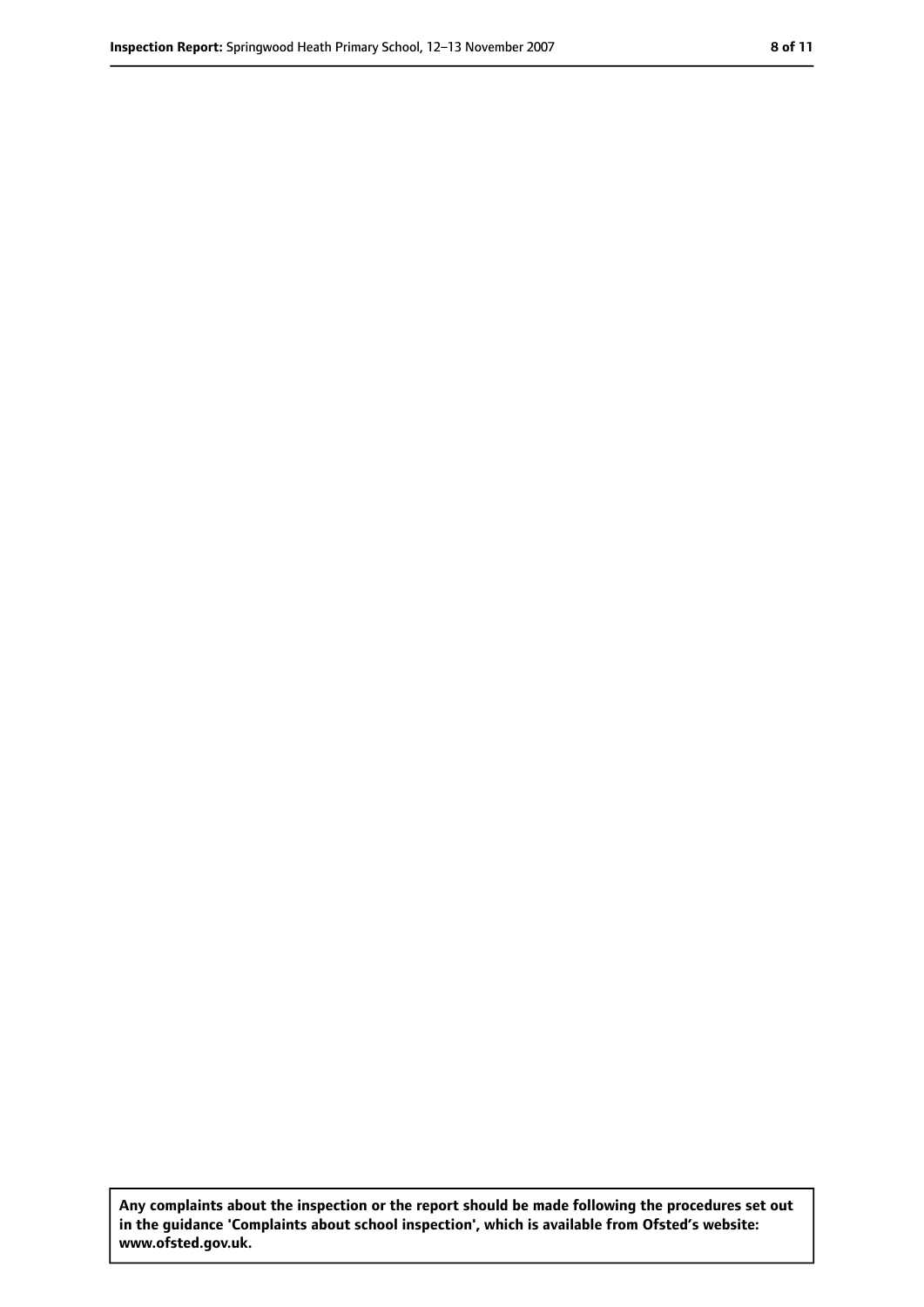**Any complaints about the inspection or the report should be made following the procedures set out in the guidance 'Complaints about school inspection', which is available from Ofsted's website: www.ofsted.gov.uk.**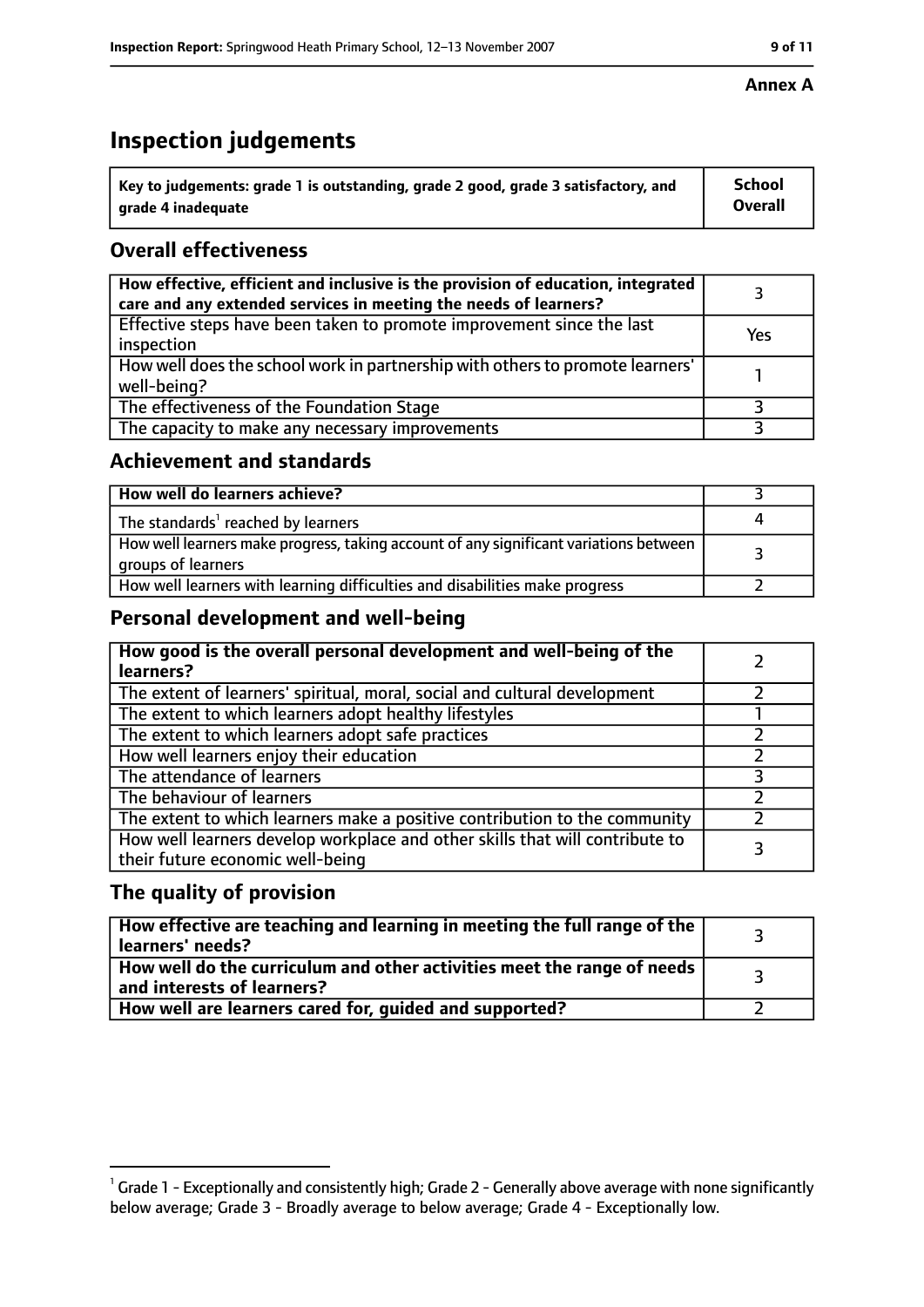**Annex A**

# Inspection judgements

| Key to judgements: grade 1 is outstanding, grade 2 good, grade 3 satisfactory, and grade 4 inadequate | School Overall |
|---|---|

## Overall effectiveness

| | |
|---|---|
| How effective, efficient and inclusive is the provision of education, integrated care and any extended services in meeting the needs of learners? | 3 |
| Effective steps have been taken to promote improvement since the last inspection | Yes |
| How well does the school work in partnership with others to promote learners' well-being? | 1 |
| The effectiveness of the Foundation Stage | 3 |
| The capacity to make any necessary improvements | 3 |

## Achievement and standards

| | |
|---|---|
| How well do learners achieve? | 3 |
| The standards[1] reached by learners | 4 |
| How well learners make progress, taking account of any significant variations between groups of learners | 3 |
| How well learners with learning difficulties and disabilities make progress | 2 |

## Personal development and well-being

| | |
|---|---|
| How good is the overall personal development and well-being of the learners? | 2 |
| The extent of learners' spiritual, moral, social and cultural development | 2 |
| The extent to which learners adopt healthy lifestyles | 1 |
| The extent to which learners adopt safe practices | 2 |
| How well learners enjoy their education | 2 |
| The attendance of learners | 3 |
| The behaviour of learners | 2 |
| The extent to which learners make a positive contribution to the community | 2 |
| How well learners develop workplace and other skills that will contribute to their future economic well-being | 3 |

## The quality of provision

| | |
|---|---|
| How effective are teaching and learning in meeting the full range of the learners' needs? | 3 |
| How well do the curriculum and other activities meet the range of needs and interests of learners? | 3 |
| How well are learners cared for, guided and supported? | 2 |

[1] Grade 1 - Exceptionally and consistently high; Grade 2 - Generally above average with none significantly below average; Grade 3 - Broadly average to below average; Grade 4 - Exceptionally low.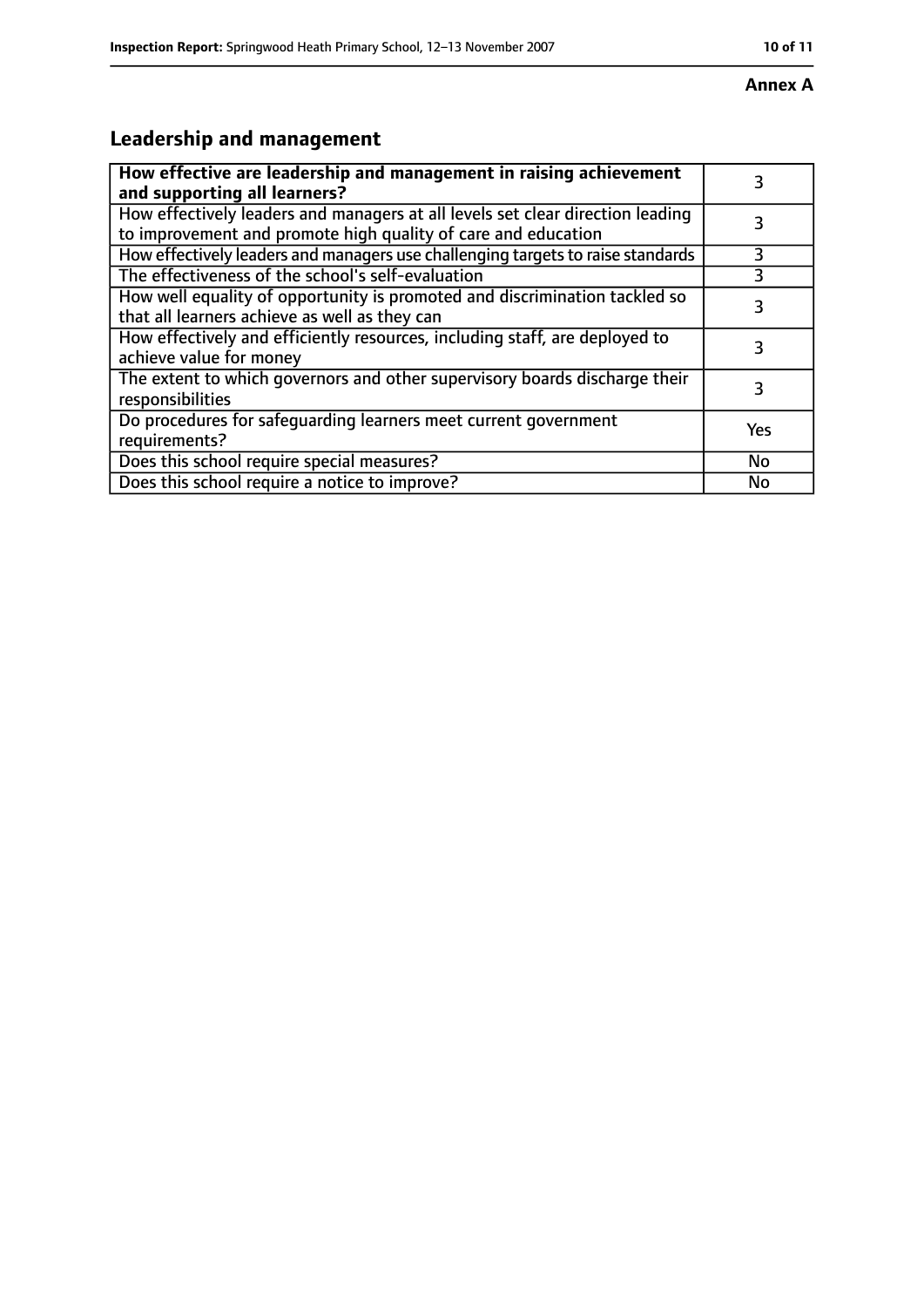**Annex A**

## Leadership and management

| How effective are leadership and management in raising achievement and supporting all learners? | 3 |
|---|---|
| How effectively leaders and managers at all levels set clear direction leading to improvement and promote high quality of care and education | 3 |
| How effectively leaders and managers use challenging targets to raise standards | 3 |
| The effectiveness of the school's self-evaluation | 3 |
| How well equality of opportunity is promoted and discrimination tackled so that all learners achieve as well as they can | 3 |
| How effectively and efficiently resources, including staff, are deployed to achieve value for money | 3 |
| The extent to which governors and other supervisory boards discharge their responsibilities | 3 |
| Do procedures for safeguarding learners meet current government requirements? | Yes |
| Does this school require special measures? | No |
| Does this school require a notice to improve? | No |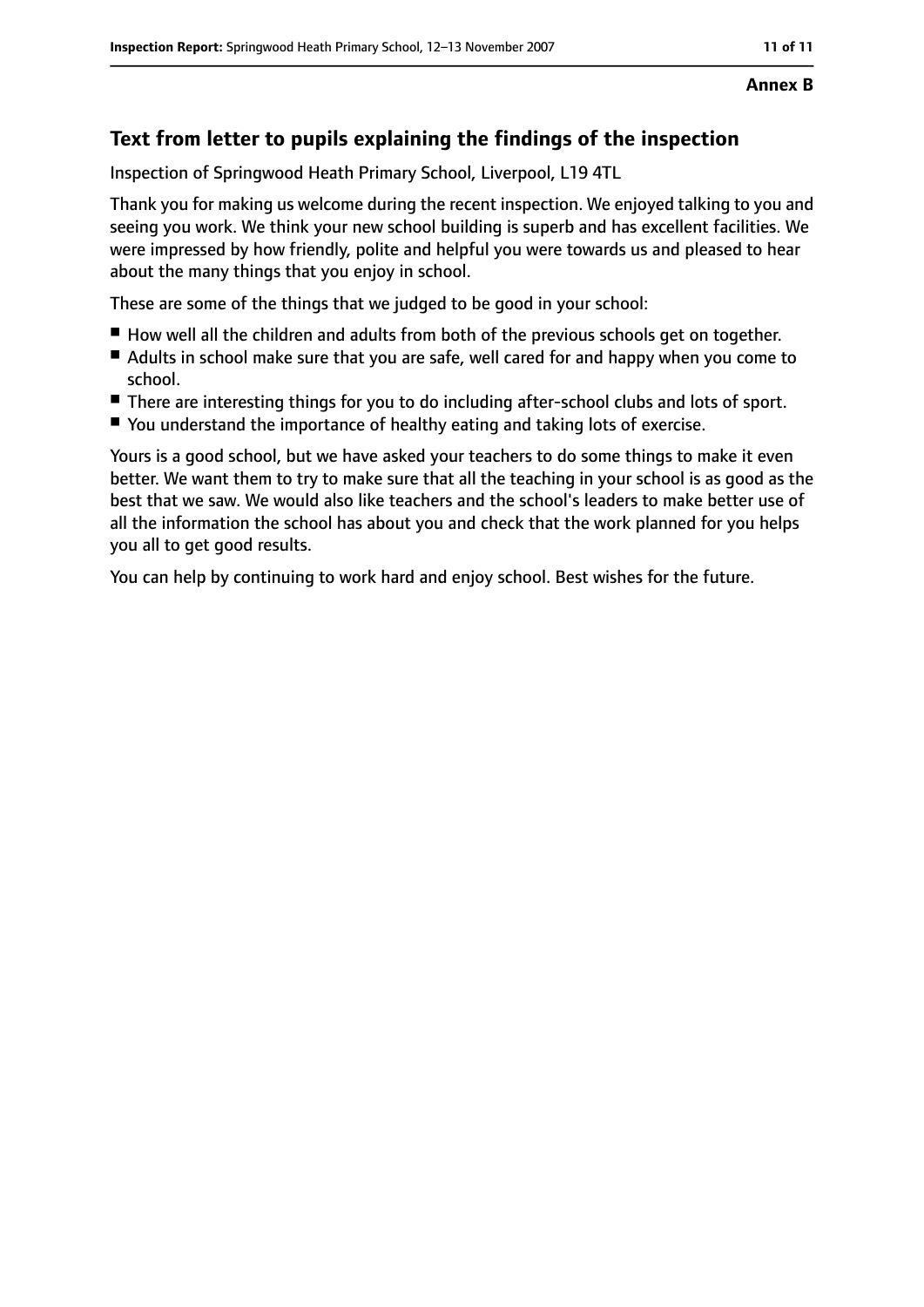Annex B

## Text from letter to pupils explaining the findings of the inspection

Inspection of Springwood Heath Primary School, Liverpool, L19 4TL

Thank you for making us welcome during the recent inspection. We enjoyed talking to you and seeing you work. We think your new school building is superb and has excellent facilities. We were impressed by how friendly, polite and helpful you were towards us and pleased to hear about the many things that you enjoy in school.

These are some of the things that we judged to be good in your school:

- How well all the children and adults from both of the previous schools get on together.
- Adults in school make sure that you are safe, well cared for and happy when you come to school.
- There are interesting things for you to do including after-school clubs and lots of sport.
- You understand the importance of healthy eating and taking lots of exercise.

Yours is a good school, but we have asked your teachers to do some things to make it even better. We want them to try to make sure that all the teaching in your school is as good as the best that we saw. We would also like teachers and the school's leaders to make better use of all the information the school has about you and check that the work planned for you helps you all to get good results.

You can help by continuing to work hard and enjoy school. Best wishes for the future.